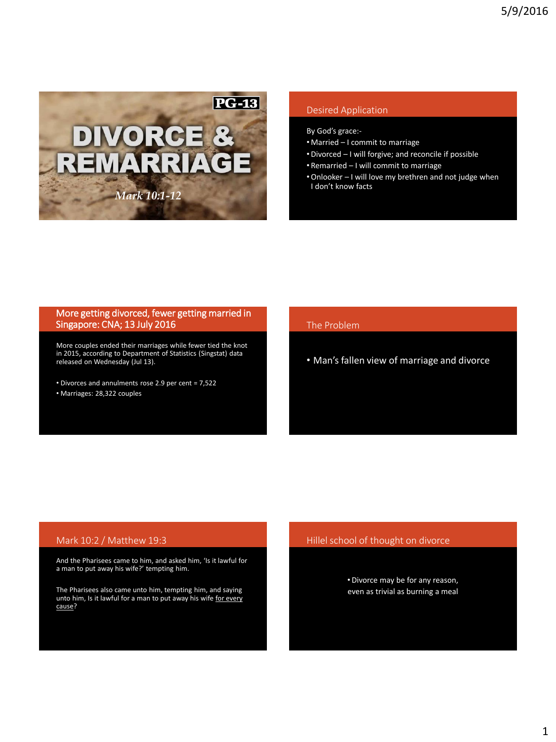# DIVORCE & REMARRIAGE

PG-13

*Mark 10:1-12*

## Desired Application

By God's grace:-

- Married – I commit to marriage
- Divorced – I will forgive; and reconcile if possible
- Remarried – I will commit to marriage
- Onlooker – I will love my brethren and not judge when I don't know facts

## More getting divorced, fewer getting married in Singapore: CNA; 13 July 2016

More couples ended their marriages while fewer tied the knot in 2015, according to Department of Statistics (Singstat) data released on Wednesday (Jul 13).

- Divorces and annulments rose 2.9 per cent = 7,522
- Marriages: 28,322 couples

## The Problem

- Man's fallen view of marriage and divorce

## Mark 10:2 / Matthew 19:3

And the Pharisees came to him, and asked him, 'Is it lawful for a man to put away his wife?' tempting him.

The Pharisees also came unto him, tempting him, and saying unto him, Is it lawful for a man to put away his wife <u>for every cause</u>?

## Hillel school of thought on divorce

- Divorce may be for any reason, even as trivial as burning a meal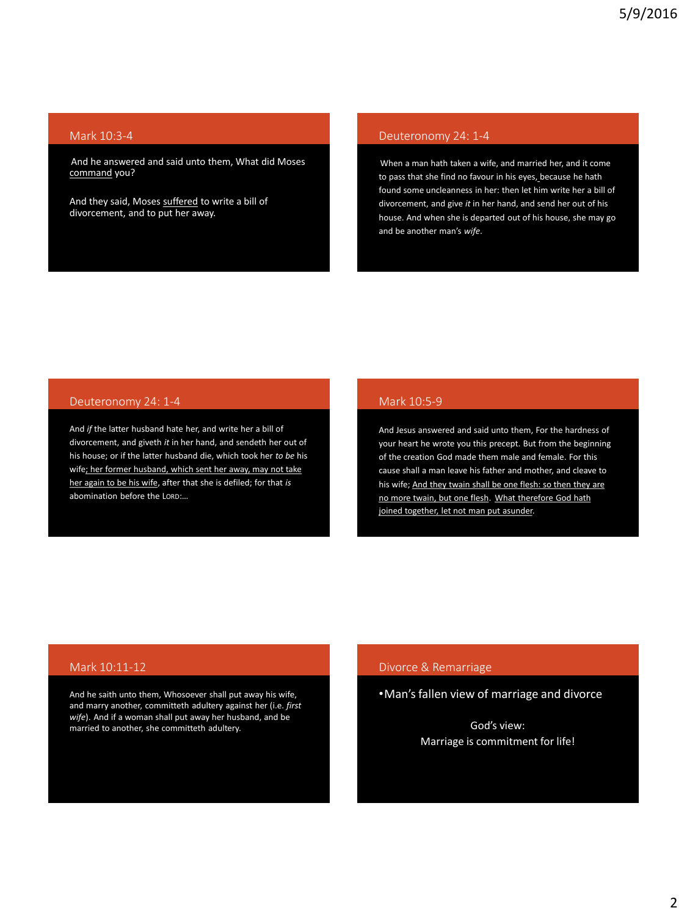## Mark 10:3-4

And he answered and said unto them, What did Moses <u>command</u> you?

And they said, Moses <u>suffered</u> to write a bill of divorcement, and to put her away.

## Deuteronomy 24: 1-4

When a man hath taken a wife, and married her, and it come to pass that she find no favour in his eyes, because he hath found some uncleanness in her: then let him write her a bill of divorcement, and give *it* in her hand, and send her out of his house. And when she is departed out of his house, she may go and be another man's *wife*.

## Deuteronomy 24: 1-4

And *if* the latter husband hate her, and write her a bill of divorcement, and giveth *it* in her hand, and sendeth her out of his house; or if the latter husband die, which took her *to be* his wife<u>; her former husband, which sent her away, may not take her again to be his wife</u>, after that she is defiled; for that *is* abomination before the LORD:…

## Mark 10:5-9

And Jesus answered and said unto them, For the hardness of your heart he wrote you this precept. But from the beginning of the creation God made them male and female. For this cause shall a man leave his father and mother, and cleave to his wife; <u>And they twain shall be one flesh: so then they are no more twain, but one flesh</u>. <u>What therefore God hath joined together, let not man put asunder</u>.

## Mark 10:11-12

And he saith unto them, Whosoever shall put away his wife, and marry another, committeth adultery against her (i.e. *first wife*). And if a woman shall put away her husband, and be married to another, she committeth adultery.

## Divorce & Remarriage

- Man's fallen view of marriage and divorce

God's view:
Marriage is commitment for life!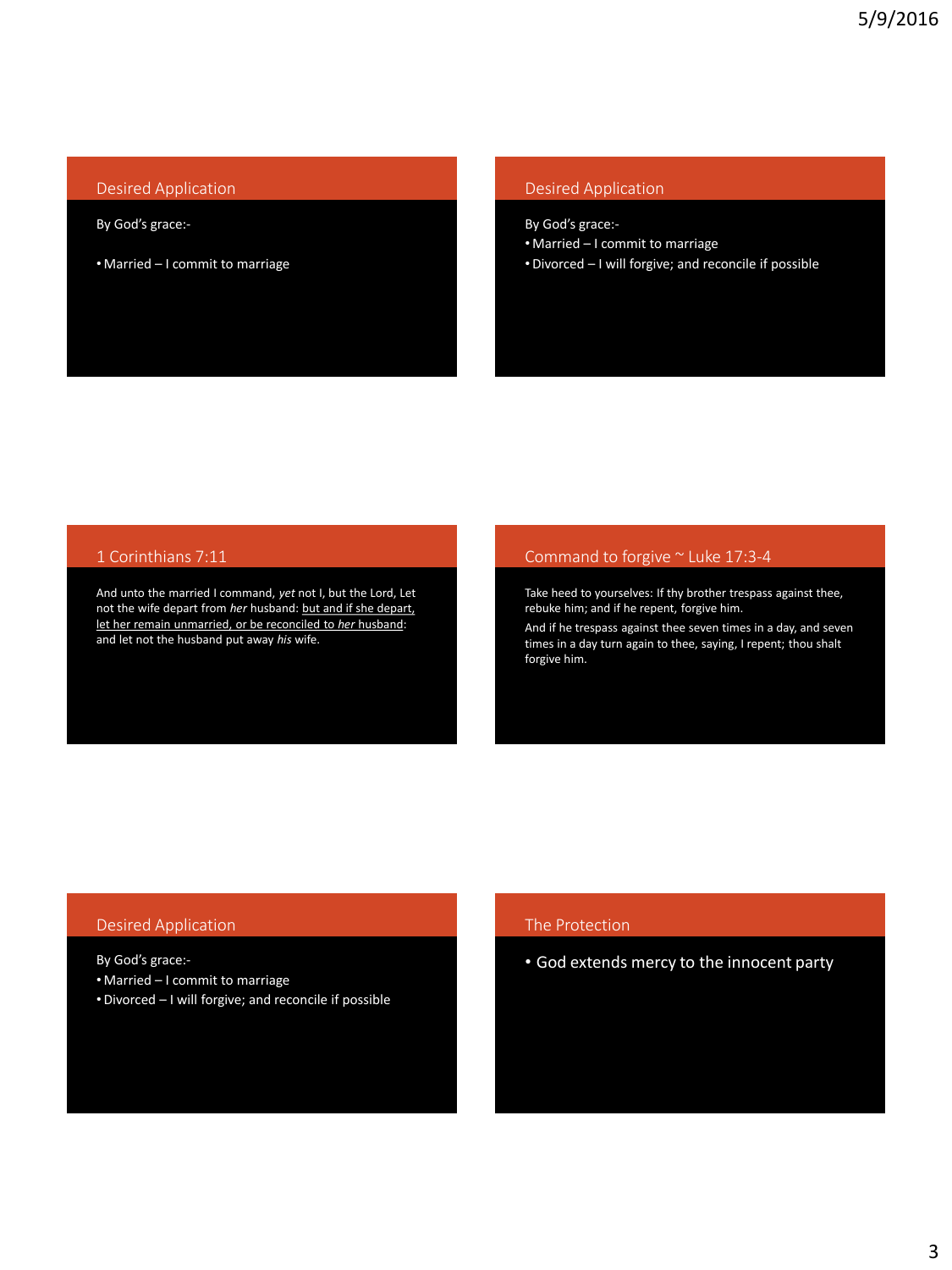## Desired Application

By God's grace:-

- Married – I commit to marriage

## Desired Application

By God's grace:-

- Married – I commit to marriage
- Divorced – I will forgive; and reconcile if possible

## 1 Corinthians 7:11

And unto the married I command, *yet* not I, but the Lord, Let not the wife depart from *her* husband: <u>but and if she depart, let her remain unmarried, or be reconciled to *her* husband</u>: and let not the husband put away *his* wife.

## Command to forgive ~ Luke 17:3-4

Take heed to yourselves: If thy brother trespass against thee, rebuke him; and if he repent, forgive him.

And if he trespass against thee seven times in a day, and seven times in a day turn again to thee, saying, I repent; thou shalt forgive him.

## Desired Application

By God's grace:-

- Married – I commit to marriage
- Divorced – I will forgive; and reconcile if possible

## The Protection

- God extends mercy to the innocent party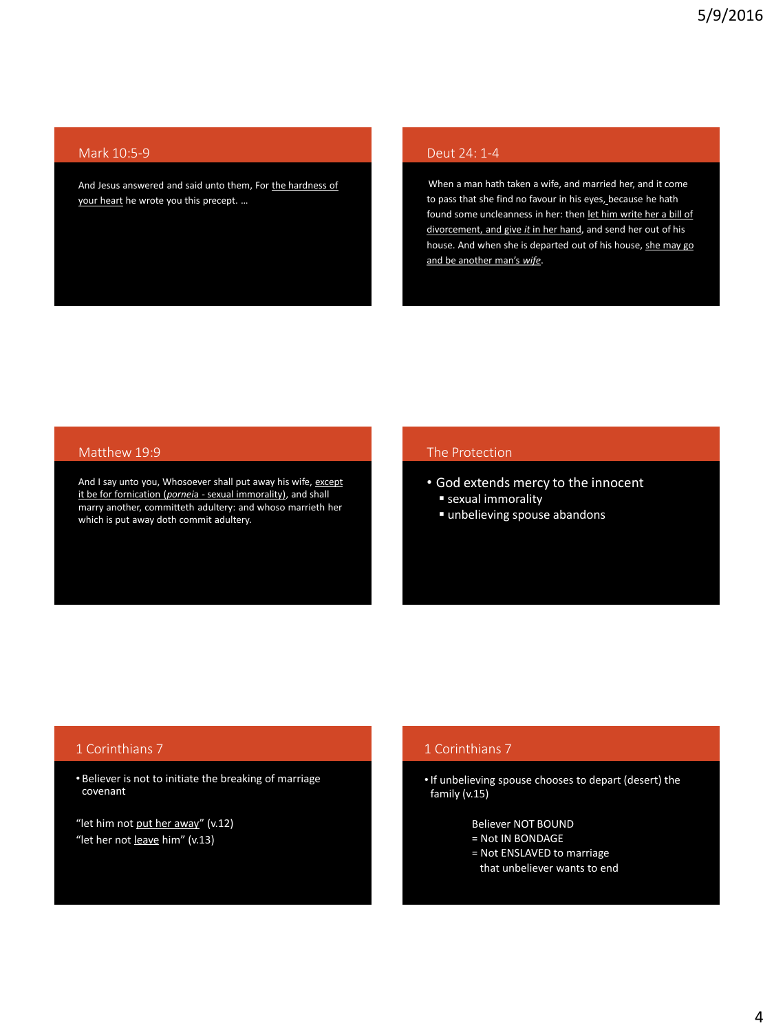## Mark 10:5-9

And Jesus answered and said unto them, For the hardness of your heart he wrote you this precept. …

## Deut 24: 1-4

When a man hath taken a wife, and married her, and it come to pass that she find no favour in his eyes, because he hath found some uncleanness in her: then let him write her a bill of divorcement, and give *it* in her hand, and send her out of his house. And when she is departed out of his house, she may go and be another man's *wife*.

## Matthew 19:9

And I say unto you, Whosoever shall put away his wife, except it be for fornication (*pornei*a - sexual immorality), and shall marry another, committeth adultery: and whoso marrieth her which is put away doth commit adultery.

## The Protection

- God extends mercy to the innocent
  - sexual immorality
  - unbelieving spouse abandons

## 1 Corinthians 7

- Believer is not to initiate the breaking of marriage covenant

"let him not put her away" (v.12)
"let her not leave him" (v.13)

## 1 Corinthians 7

- If unbelieving spouse chooses to depart (desert) the family (v.15)

Believer NOT BOUND
= Not IN BONDAGE
= Not ENSLAVED to marriage that unbeliever wants to end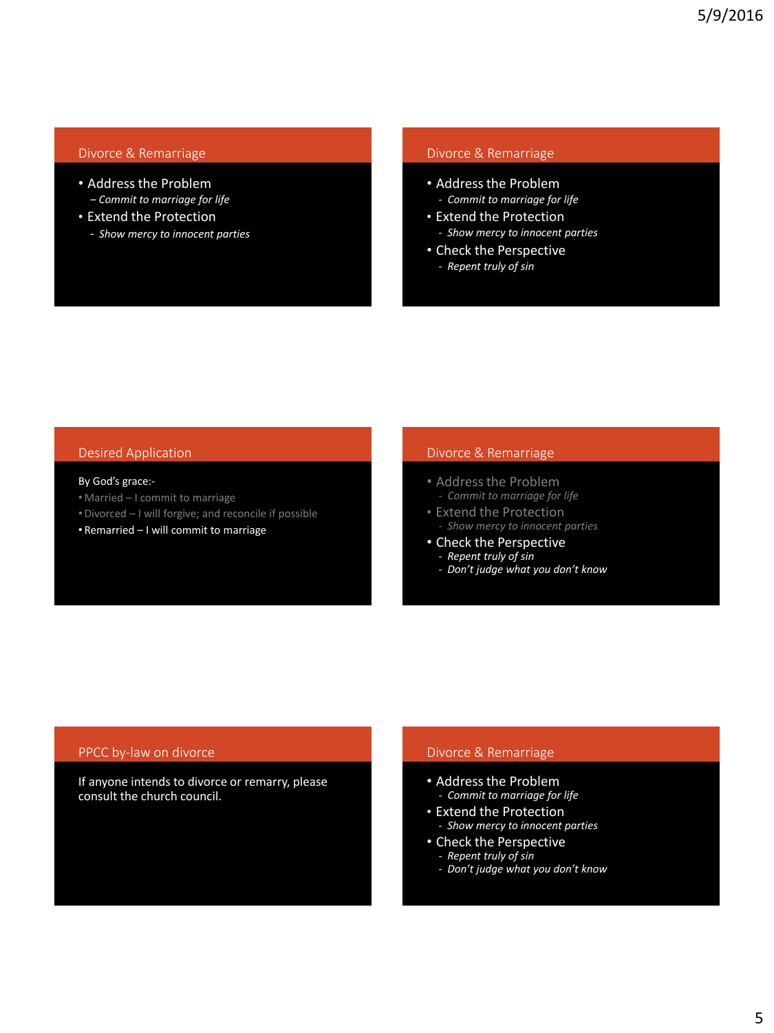## Divorce & Remarriage

- Address the Problem
  - *Commit to marriage for life*
- Extend the Protection
  - *Show mercy to innocent parties*

## Divorce & Remarriage

- Address the Problem
  - *Commit to marriage for life*
- Extend the Protection
  - *Show mercy to innocent parties*
- Check the Perspective
  - *Repent truly of sin*

## Desired Application

By God's grace:-

- Married – I commit to marriage
- Divorced – I will forgive; and reconcile if possible
- Remarried – I will commit to marriage

## Divorce & Remarriage

- Address the Problem
  - *Commit to marriage for life*
- Extend the Protection
  - *Show mercy to innocent parties*
- Check the Perspective
  - *Repent truly of sin*
  - *Don't judge what you don't know*

## PPCC by-law on divorce

If anyone intends to divorce or remarry, please consult the church council.

## Divorce & Remarriage

- Address the Problem
  - *Commit to marriage for life*
- Extend the Protection
  - *Show mercy to innocent parties*
- Check the Perspective
  - *Repent truly of sin*
  - *Don't judge what you don't know*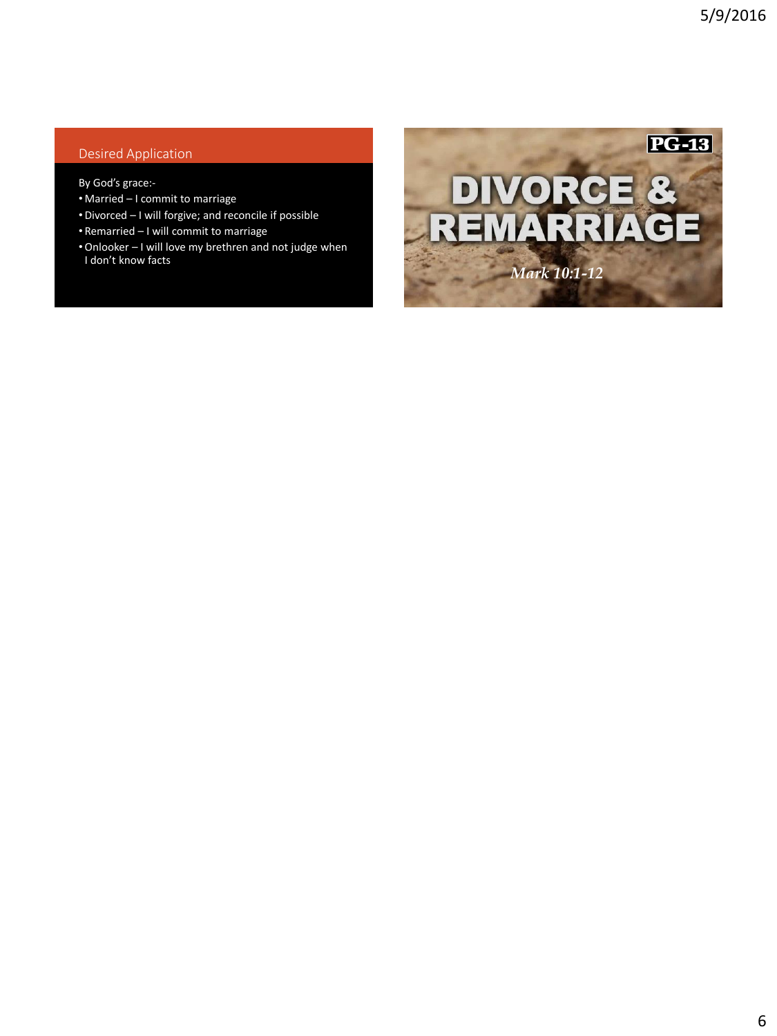## Desired Application

By God's grace:-

- Married – I commit to marriage
- Divorced – I will forgive; and reconcile if possible
- Remarried – I will commit to marriage
- Onlooker – I will love my brethren and not judge when I don't know facts

PG-13

# DIVORCE & REMARRIAGE

*Mark 10:1-12*